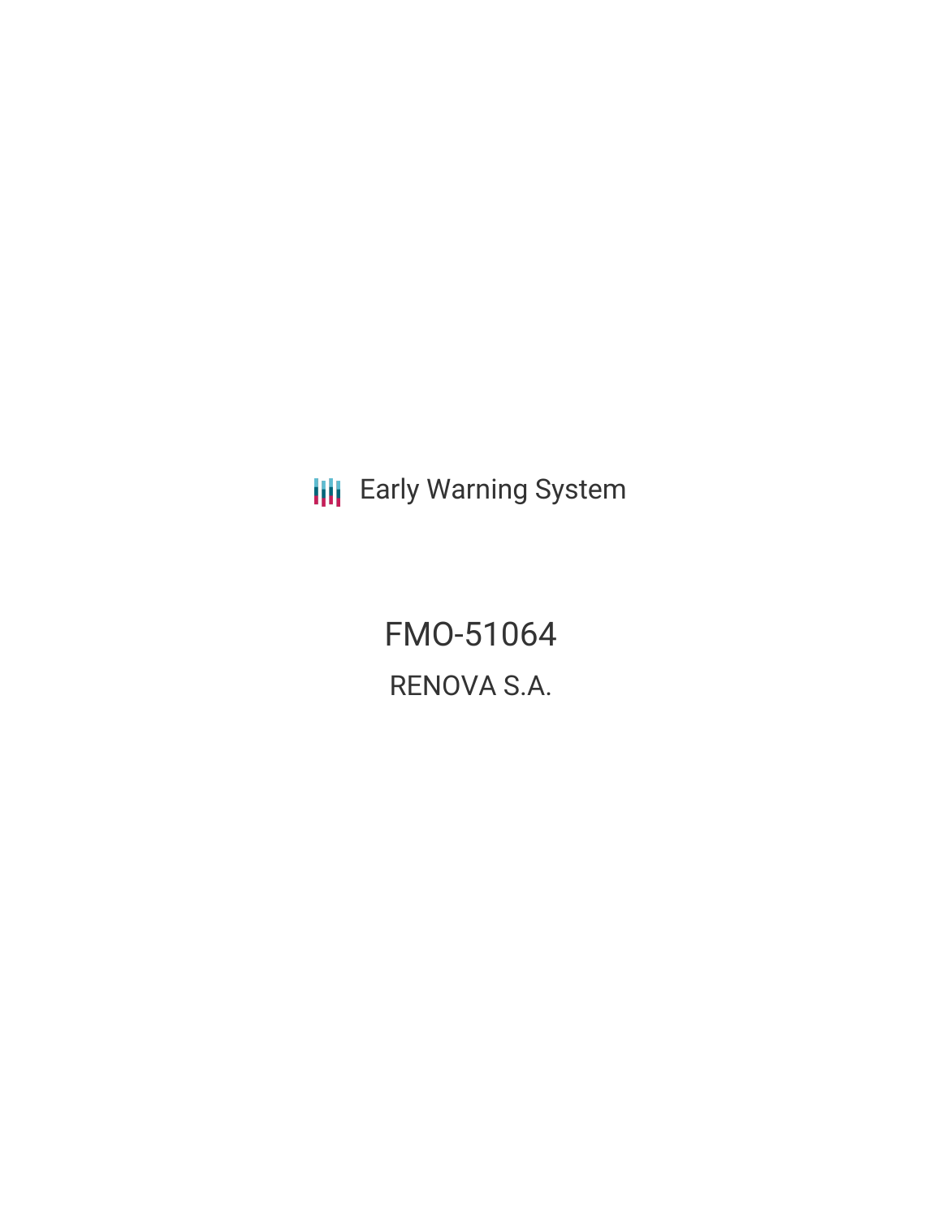Early Warning System

# FMO-51064

RENOVA S.A.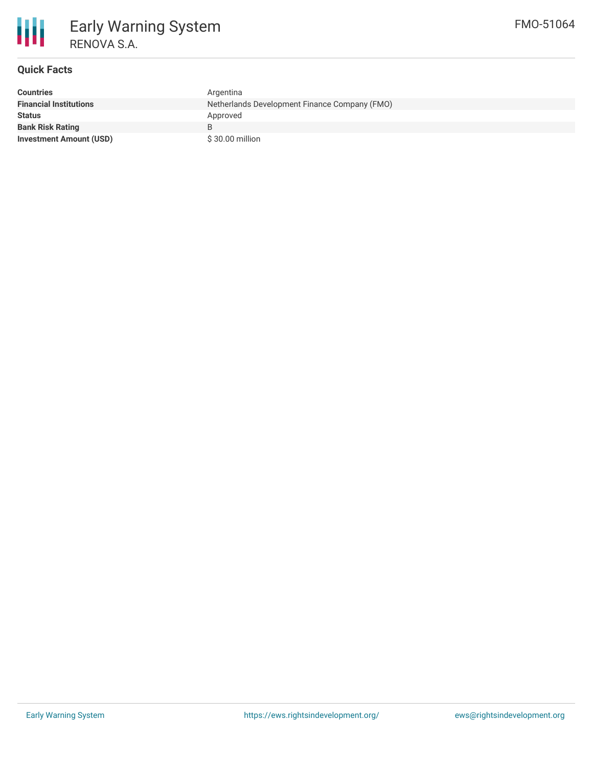# Early Warning System

RENOVA S.A.

FMO-51064

## Quick Facts

| | |
|---|---|
| **Countries** | Argentina |
| **Financial Institutions** | Netherlands Development Finance Company (FMO) |
| **Status** | Approved |
| **Bank Risk Rating** | B |
| **Investment Amount (USD)** | $ 30.00 million |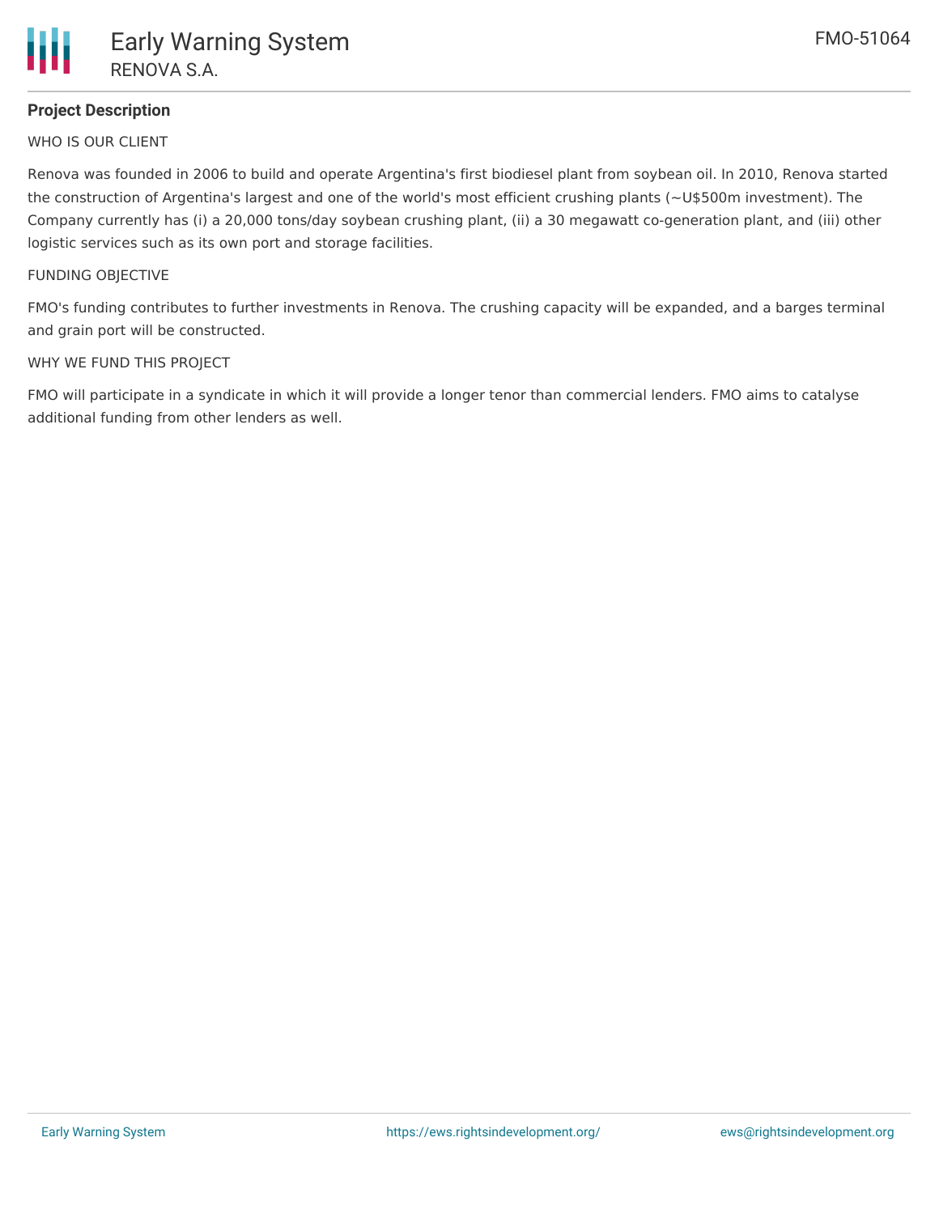## Project Description

WHO IS OUR CLIENT

Renova was founded in 2006 to build and operate Argentina's first biodiesel plant from soybean oil. In 2010, Renova started the construction of Argentina's largest and one of the world's most efficient crushing plants (~U$500m investment). The Company currently has (i) a 20,000 tons/day soybean crushing plant, (ii) a 30 megawatt co-generation plant, and (iii) other logistic services such as its own port and storage facilities.

FUNDING OBJECTIVE

FMO's funding contributes to further investments in Renova. The crushing capacity will be expanded, and a barges terminal and grain port will be constructed.

WHY WE FUND THIS PROJECT

FMO will participate in a syndicate in which it will provide a longer tenor than commercial lenders. FMO aims to catalyse additional funding from other lenders as well.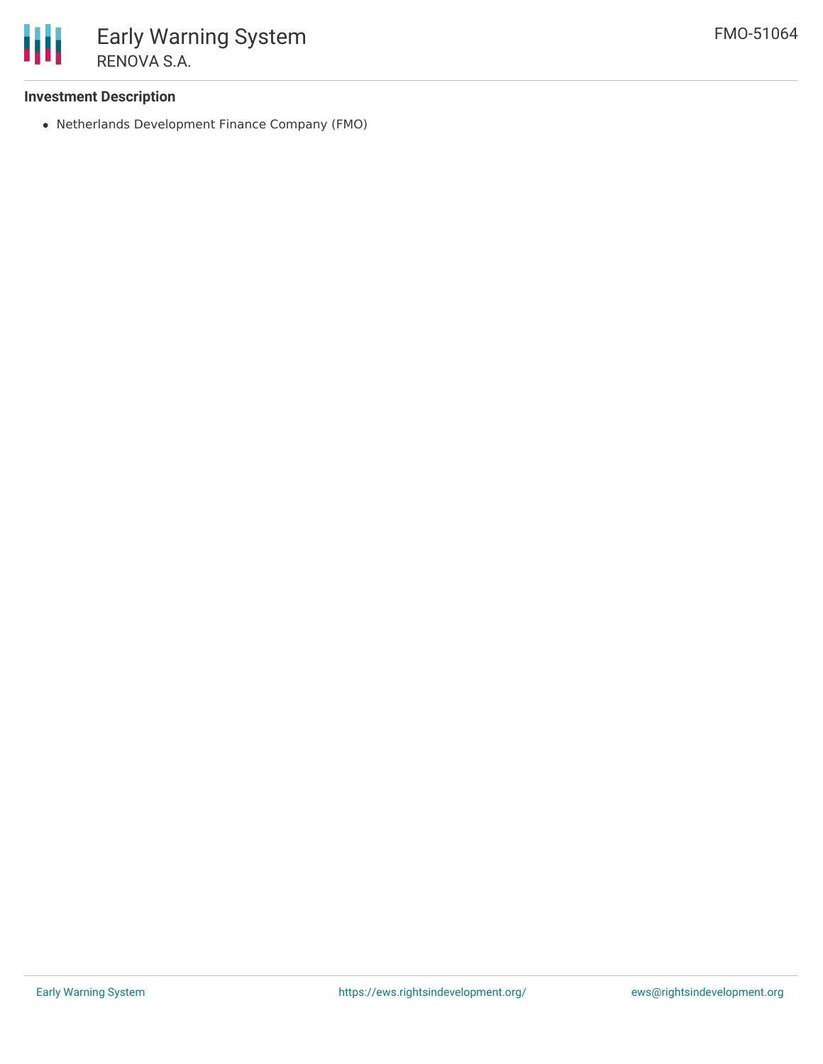### Investment Description

- Netherlands Development Finance Company (FMO)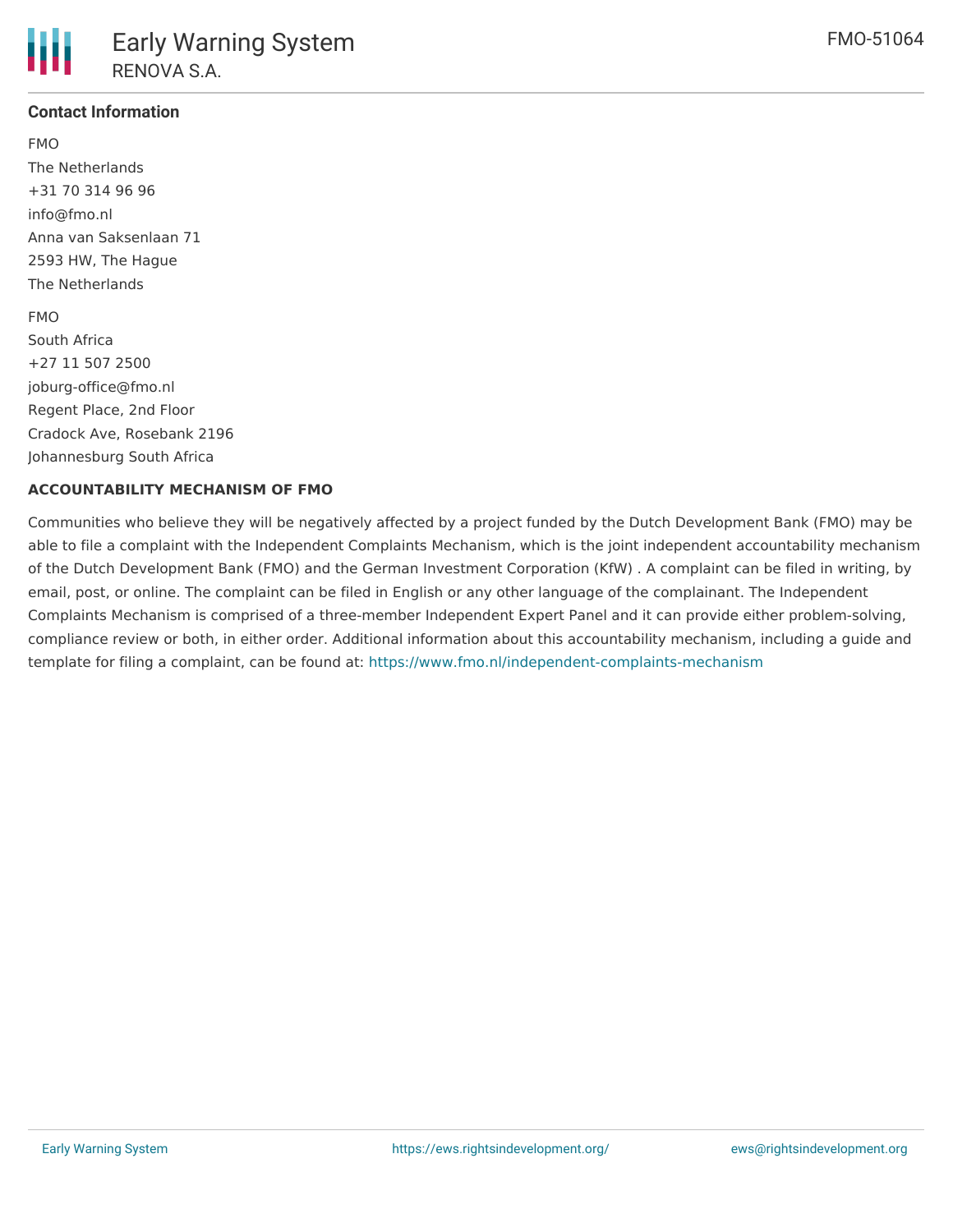## Contact Information

FMO
The Netherlands
+31 70 314 96 96
info@fmo.nl
Anna van Saksenlaan 71
2593 HW, The Hague
The Netherlands

FMO
South Africa
+27 11 507 2500
joburg-office@fmo.nl
Regent Place, 2nd Floor
Cradock Ave, Rosebank 2196
Johannesburg South Africa

**ACCOUNTABILITY MECHANISM OF FMO**

Communities who believe they will be negatively affected by a project funded by the Dutch Development Bank (FMO) may be able to file a complaint with the Independent Complaints Mechanism, which is the joint independent accountability mechanism of the Dutch Development Bank (FMO) and the German Investment Corporation (KfW) . A complaint can be filed in writing, by email, post, or online. The complaint can be filed in English or any other language of the complainant. The Independent Complaints Mechanism is comprised of a three-member Independent Expert Panel and it can provide either problem-solving, compliance review or both, in either order. Additional information about this accountability mechanism, including a guide and template for filing a complaint, can be found at: https://www.fmo.nl/independent-complaints-mechanism